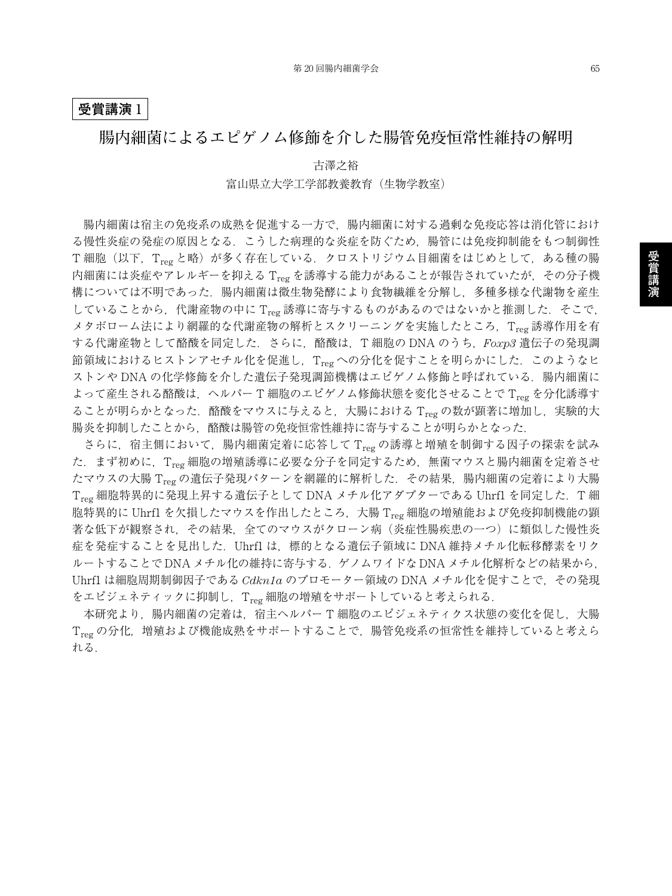**受賞講演 1**

# 腸内細菌によるエピゲノム修飾を介した腸管免疫恒常性維持の解明

古澤之裕

富山県立大学工学部教養教育（生物学教室）

腸内細菌は宿主の免疫系の成熟を促進する一方で，腸内細菌に対する過剰な免疫応答は消化管における慢性炎症の発症の原因となる．こうした病理的な炎症を防ぐため，腸管には免疫抑制能をもつ制御性 T 細胞（以下，$T_{reg}$ と略）が多く存在している．クロストリジウム目細菌をはじめとして，ある種の腸内細菌には炎症やアレルギーを抑える $T_{reg}$ を誘導する能力があることが報告されていたが，その分子機構については不明であった．腸内細菌は微生物発酵により食物繊維を分解し，多種多様な代謝物を産生していることから，代謝産物の中に $T_{reg}$ 誘導に寄与するものがあるのではないかと推測した．そこで，メタボローム法により網羅的な代謝産物の解析とスクリーニングを実施したところ，$T_{reg}$ 誘導作用を有する代謝産物として酪酸を同定した．さらに，酪酸は，T 細胞の DNA のうち，*Foxp3* 遺伝子の発現調節領域におけるヒストンアセチル化を促進し，$T_{reg}$ への分化を促すことを明らかにした．このようなヒストンや DNA の化学修飾を介した遺伝子発現調節機構はエピゲノム修飾と呼ばれている．腸内細菌によって産生される酪酸は，ヘルパー T 細胞のエピゲノム修飾状態を変化させることで $T_{reg}$ を分化誘導することが明らかとなった．酪酸をマウスに与えると，大腸における $T_{reg}$ の数が顕著に増加し，実験的大腸炎を抑制したことから，酪酸は腸管の免疫恒常性維持に寄与することが明らかとなった．

さらに，宿主側において，腸内細菌定着に応答して $T_{reg}$ の誘導と増殖を制御する因子の探索を試みた．まず初めに，$T_{reg}$ 細胞の増殖誘導に必要な分子を同定するため，無菌マウスと腸内細菌を定着させたマウスの大腸 $T_{reg}$ の遺伝子発現パターンを網羅的に解析した．その結果，腸内細菌の定着により大腸 $T_{reg}$ 細胞特異的に発現上昇する遺伝子として DNA メチル化アダプターである Uhrf1 を同定した．T 細胞特異的に Uhrf1 を欠損したマウスを作出したところ，大腸 $T_{reg}$ 細胞の増殖能および免疫抑制機能の顕著な低下が観察され，その結果，全てのマウスがクローン病（炎症性腸疾患の一つ）に類似した慢性炎症を発症することを見出した．Uhrf1 は，標的となる遺伝子領域に DNA 維持メチル化転移酵素をリクルートすることで DNA メチル化の維持に寄与する．ゲノムワイドな DNA メチル化解析などの結果から，Uhrf1 は細胞周期制御因子である *Cdkn1a* のプロモーター領域の DNA メチル化を促すことで，その発現をエピジェネティックに抑制し，$T_{reg}$ 細胞の増殖をサポートしていると考えられる．

本研究より，腸内細菌の定着は，宿主ヘルパー T 細胞のエピジェネティクス状態の変化を促し，大腸 $T_{reg}$ の分化，増殖および機能成熟をサポートすることで，腸管免疫系の恒常性を維持していると考えられる．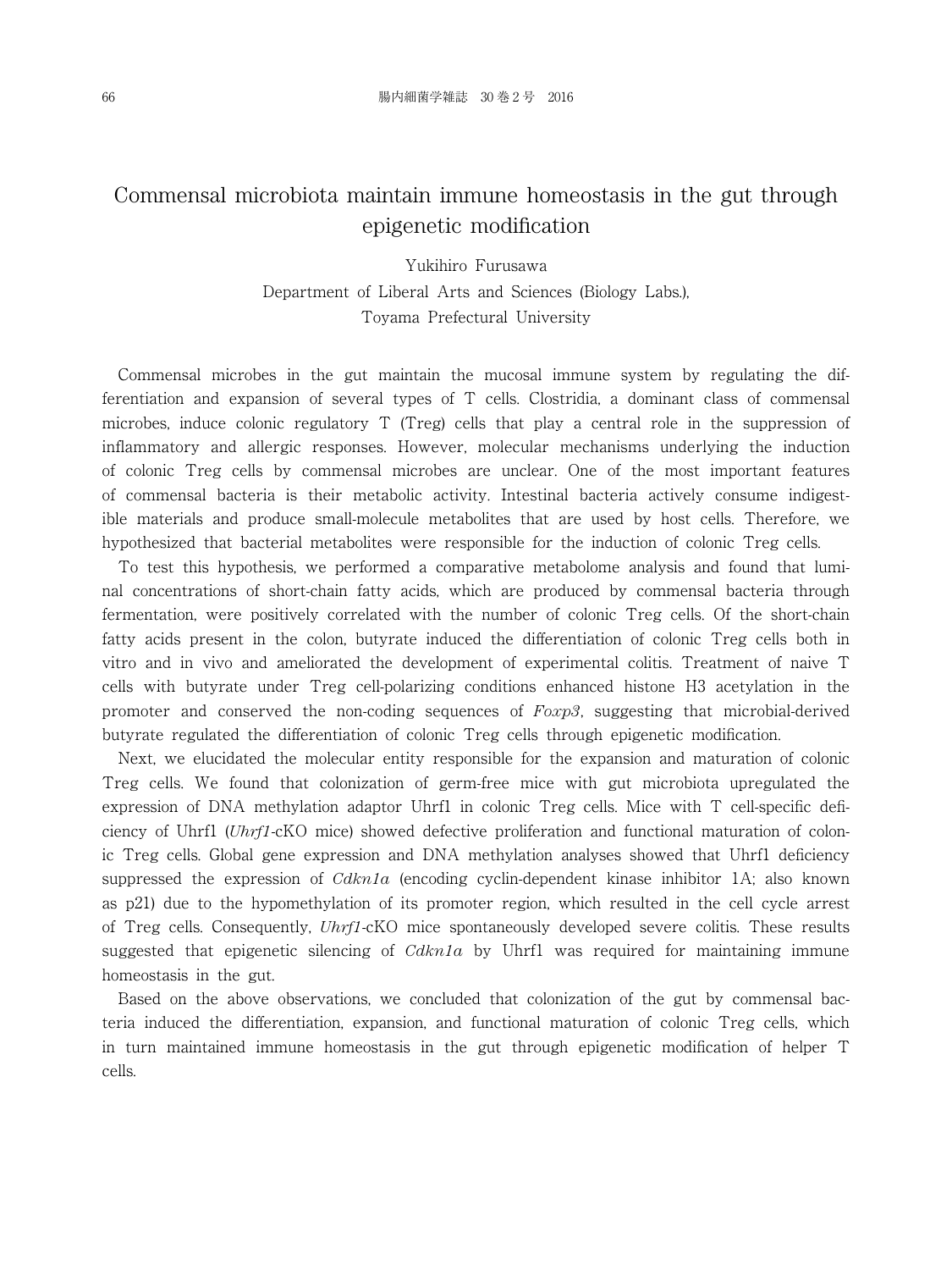# Commensal microbiota maintain immune homeostasis in the gut through epigenetic modification

Yukihiro Furusawa

Department of Liberal Arts and Sciences (Biology Labs.),
Toyama Prefectural University

Commensal microbes in the gut maintain the mucosal immune system by regulating the differentiation and expansion of several types of T cells. Clostridia, a dominant class of commensal microbes, induce colonic regulatory T (Treg) cells that play a central role in the suppression of inflammatory and allergic responses. However, molecular mechanisms underlying the induction of colonic Treg cells by commensal microbes are unclear. One of the most important features of commensal bacteria is their metabolic activity. Intestinal bacteria actively consume indigestible materials and produce small-molecule metabolites that are used by host cells. Therefore, we hypothesized that bacterial metabolites were responsible for the induction of colonic Treg cells.

To test this hypothesis, we performed a comparative metabolome analysis and found that luminal concentrations of short-chain fatty acids, which are produced by commensal bacteria through fermentation, were positively correlated with the number of colonic Treg cells. Of the short-chain fatty acids present in the colon, butyrate induced the differentiation of colonic Treg cells both in vitro and in vivo and ameliorated the development of experimental colitis. Treatment of naive T cells with butyrate under Treg cell-polarizing conditions enhanced histone H3 acetylation in the promoter and conserved the non-coding sequences of *Foxp3*, suggesting that microbial-derived butyrate regulated the differentiation of colonic Treg cells through epigenetic modification.

Next, we elucidated the molecular entity responsible for the expansion and maturation of colonic Treg cells. We found that colonization of germ-free mice with gut microbiota upregulated the expression of DNA methylation adaptor Uhrf1 in colonic Treg cells. Mice with T cell-specific deficiency of Uhrf1 (*Uhrf1*-cKO mice) showed defective proliferation and functional maturation of colonic Treg cells. Global gene expression and DNA methylation analyses showed that Uhrf1 deficiency suppressed the expression of *Cdkn1a* (encoding cyclin-dependent kinase inhibitor 1A; also known as p21) due to the hypomethylation of its promoter region, which resulted in the cell cycle arrest of Treg cells. Consequently, *Uhrf1*-cKO mice spontaneously developed severe colitis. These results suggested that epigenetic silencing of *Cdkn1a* by Uhrf1 was required for maintaining immune homeostasis in the gut.

Based on the above observations, we concluded that colonization of the gut by commensal bacteria induced the differentiation, expansion, and functional maturation of colonic Treg cells, which in turn maintained immune homeostasis in the gut through epigenetic modification of helper T cells.